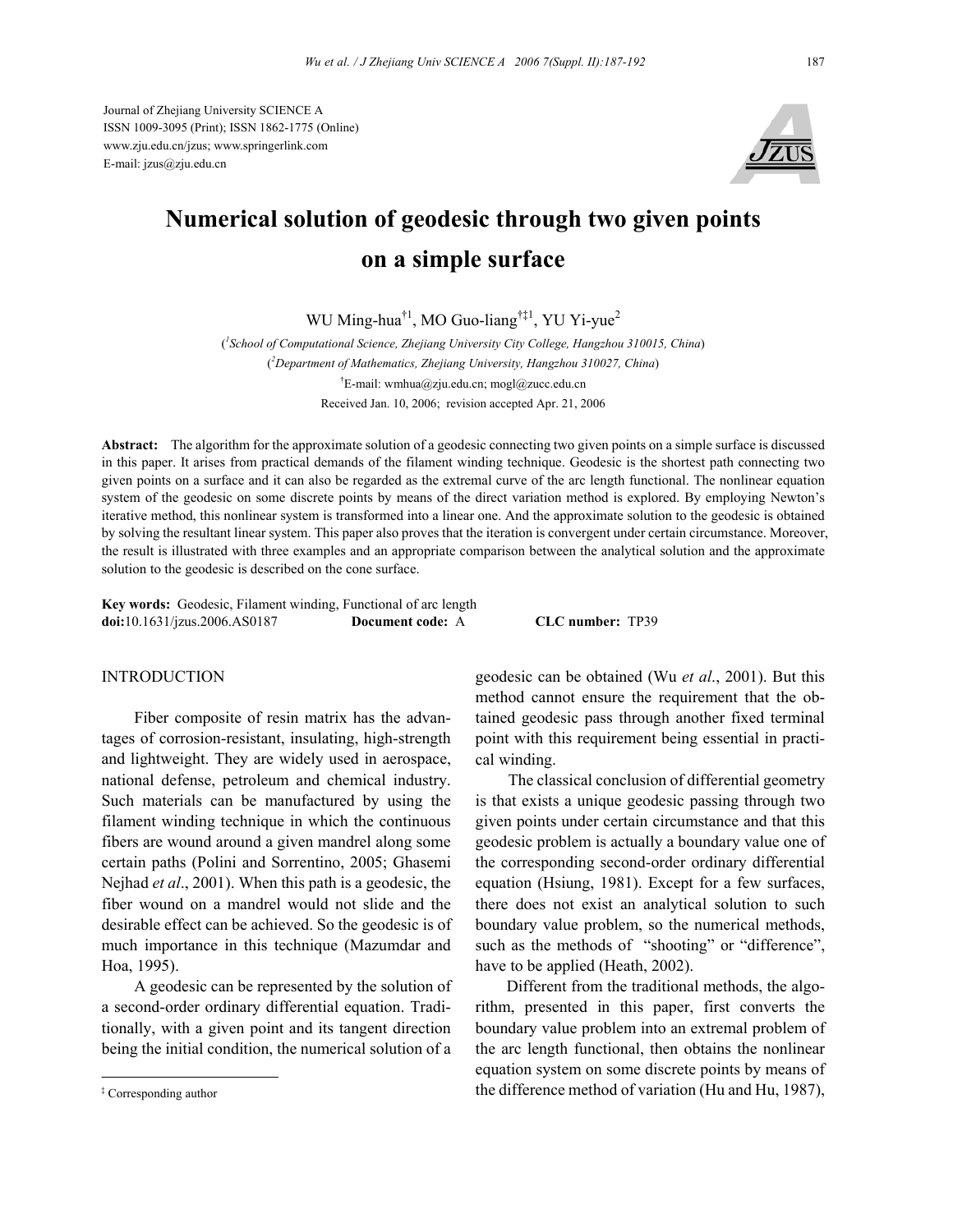Journal of Zhejiang University SCIENCE A
ISSN 1009-3095 (Print); ISSN 1862-1775 (Online)
www.zju.edu.cn/jzus; www.springerlink.com
E-mail: jzus@zju.edu.cn

# Numerical solution of geodesic through two given points on a simple surface

WU Ming-hua[†1], MO Guo-liang[†‡1], YU Yi-yue[2]

([1]School of Computational Science, Zhejiang University City College, Hangzhou 310015, China)
([2]Department of Mathematics, Zhejiang University, Hangzhou 310027, China)
[†]E-mail: wmhua@zju.edu.cn; mogl@zucc.edu.cn
Received Jan. 10, 2006; revision accepted Apr. 21, 2006

**Abstract:** The algorithm for the approximate solution of a geodesic connecting two given points on a simple surface is discussed in this paper. It arises from practical demands of the filament winding technique. Geodesic is the shortest path connecting two given points on a surface and it can also be regarded as the extremal curve of the arc length functional. The nonlinear equation system of the geodesic on some discrete points by means of the direct variation method is explored. By employing Newton's iterative method, this nonlinear system is transformed into a linear one. And the approximate solution to the geodesic is obtained by solving the resultant linear system. This paper also proves that the iteration is convergent under certain circumstance. Moreover, the result is illustrated with three examples and an appropriate comparison between the analytical solution and the approximate solution to the geodesic is described on the cone surface.

**Key words:** Geodesic, Filament winding, Functional of arc length
**doi:**10.1631/jzus.2006.AS0187 **Document code:** A **CLC number:** TP39

## INTRODUCTION

Fiber composite of resin matrix has the advantages of corrosion-resistant, insulating, high-strength and lightweight. They are widely used in aerospace, national defense, petroleum and chemical industry. Such materials can be manufactured by using the filament winding technique in which the continuous fibers are wound around a given mandrel along some certain paths (Polini and Sorrentino, 2005; Ghasemi Nejhad *et al*., 2001). When this path is a geodesic, the fiber wound on a mandrel would not slide and the desirable effect can be achieved. So the geodesic is of much importance in this technique (Mazumdar and Hoa, 1995).

A geodesic can be represented by the solution of a second-order ordinary differential equation. Traditionally, with a given point and its tangent direction being the initial condition, the numerical solution of a geodesic can be obtained (Wu *et al*., 2001). But this method cannot ensure the requirement that the obtained geodesic pass through another fixed terminal point with this requirement being essential in practical winding.

The classical conclusion of differential geometry is that exists a unique geodesic passing through two given points under certain circumstance and that this geodesic problem is actually a boundary value one of the corresponding second-order ordinary differential equation (Hsiung, 1981). Except for a few surfaces, there does not exist an analytical solution to such boundary value problem, so the numerical methods, such as the methods of "shooting" or "difference", have to be applied (Heath, 2002).

Different from the traditional methods, the algorithm, presented in this paper, first converts the boundary value problem into an extremal problem of the arc length functional, then obtains the nonlinear equation system on some discrete points by means of the difference method of variation (Hu and Hu, 1987),

[‡] Corresponding author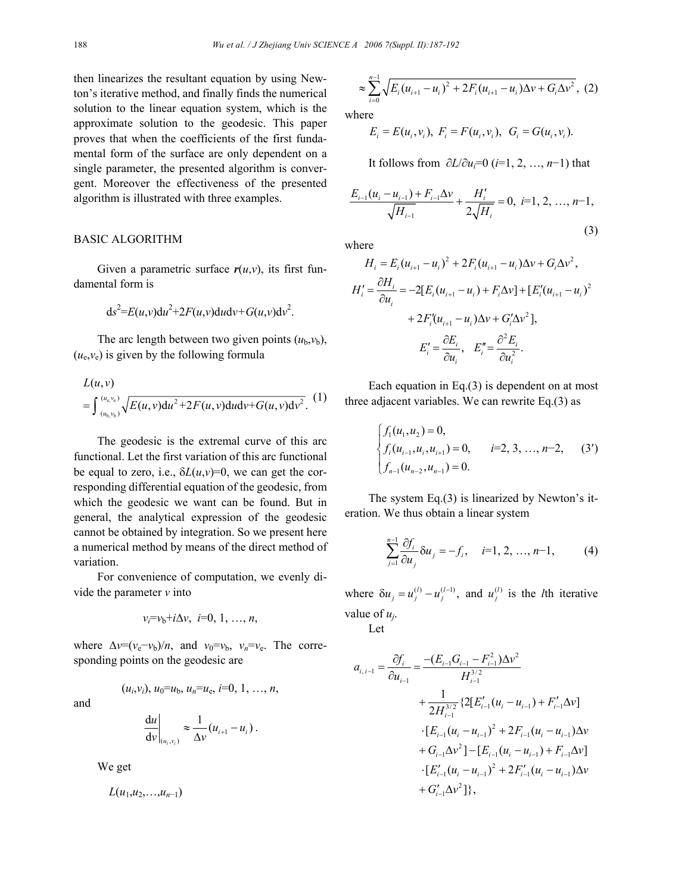then linearizes the resultant equation by using Newton's iterative method, and finally finds the numerical solution to the linear equation system, which is the approximate solution to the geodesic. This paper proves that when the coefficients of the first fundamental form of the surface are only dependent on a single parameter, the presented algorithm is convergent. Moreover the effectiveness of the presented algorithm is illustrated with three examples.

## BASIC ALGORITHM

Given a parametric surface $\boldsymbol{r}(u,v)$, its first fundamental form is

$$\mathrm{d}s^2=E(u,v)\mathrm{d}u^2+2F(u,v)\mathrm{d}u\mathrm{d}v+G(u,v)\mathrm{d}v^2.$$

The arc length between two given points $(u_\mathrm{b},v_\mathrm{b})$, $(u_\mathrm{e},v_\mathrm{e})$ is given by the following formula

$$L(u,v) = \int_{(u_\mathrm{b},v_\mathrm{b})}^{(u_\mathrm{e},v_\mathrm{e})} \sqrt{E(u,v)\mathrm{d}u^2+2F(u,v)\mathrm{d}u\mathrm{d}v+G(u,v)\mathrm{d}v^2}\,. \quad (1)$$

The geodesic is the extremal curve of this arc functional. Let the first variation of this arc functional be equal to zero, i.e., $\delta L(u,v)=0$, we can get the corresponding differential equation of the geodesic, from which the geodesic we want can be found. But in general, the analytical expression of the geodesic cannot be obtained by integration. So we present here a numerical method by means of the direct method of variation.

For convenience of computation, we evenly divide the parameter $v$ into

$$v_i=v_\mathrm{b}+i\Delta v,\ i=0, 1, \ldots, n,$$

where $\Delta v=(v_\mathrm{e}-v_\mathrm{b})/n$, and $v_0=v_\mathrm{b}$, $v_n=v_\mathrm{e}$. The corresponding points on the geodesic are

$$(u_i,v_i),\ u_0=u_\mathrm{b},\ u_n=u_\mathrm{e},\ i=0, 1, \ldots, n,$$

and

$$\left.\frac{\mathrm{d}u}{\mathrm{d}v}\right|_{(u_i,v_i)} \approx \frac{1}{\Delta v}(u_{i+1}-u_i)\,.$$

We get

$$L(u_1,u_2,\ldots,u_{n-1}) \approx \sum_{i=0}^{n-1}\sqrt{E_i(u_{i+1}-u_i)^2+2F_i(u_{i+1}-u_i)\Delta v+G_i\Delta v^2}\,, \quad (2)$$

where

$$E_i=E(u_i,v_i),\ F_i=F(u_i,v_i),\ G_i=G(u_i,v_i).$$

It follows from $\partial L/\partial u_i=0$ ($i=1, 2, \ldots, n-1$) that

$$\frac{E_{i-1}(u_i-u_{i-1})+F_{i-1}\Delta v}{\sqrt{H_{i-1}}}+\frac{H_i'}{2\sqrt{H_i}}=0,\ i=1, 2, \ldots, n-1, \quad (3)$$

where

$$H_i=E_i(u_{i+1}-u_i)^2+2F_i(u_{i+1}-u_i)\Delta v+G_i\Delta v^2,$$

$$H_i'=\frac{\partial H_i}{\partial u_i}=-2[E_i(u_{i+1}-u_i)+F_i\Delta v]+[E_i'(u_{i+1}-u_i)^2+2F_i'(u_{i+1}-u_i)\Delta v+G_i'\Delta v^2],$$

$$E_i'=\frac{\partial E_i}{\partial u_i},\quad E_i''=\frac{\partial^2 E_i}{\partial u_i^2}.$$

Each equation in Eq.(3) is dependent on at most three adjacent variables. We can rewrite Eq.(3) as

$$\begin{cases} f_1(u_1,u_2)=0, \\ f_i(u_{i-1},u_i,u_{i+1})=0, \qquad i=2, 3, \ldots, n-2, \\ f_{n-1}(u_{n-2},u_{n-1})=0. \end{cases} \quad (3')$$

The system Eq.(3) is linearized by Newton's iteration. We thus obtain a linear system

$$\sum_{j=1}^{n-1}\frac{\partial f_i}{\partial u_j}\delta u_j=-f_i,\quad i=1, 2, \ldots, n-1, \quad (4)$$

where $\delta u_j=u_j^{(l)}-u_j^{(l-1)}$, and $u_j^{(l)}$ is the $l$th iterative value of $u_j$.

Let

$$\begin{aligned} a_{i,i-1}=\frac{\partial f_i}{\partial u_{i-1}}=&\frac{-(E_{i-1}G_{i-1}-F_{i-1}^2)\Delta v^2}{H_{i-1}^{3/2}} \\ &+\frac{1}{2H_{i-1}^{3/2}}\{2[E_{i-1}'(u_i-u_{i-1})+F_{i-1}'\Delta v] \\ &\cdot[E_{i-1}(u_i-u_{i-1})^2+2F_{i-1}(u_i-u_{i-1})\Delta v \\ &+G_{i-1}\Delta v^2]-[E_{i-1}(u_i-u_{i-1})+F_{i-1}\Delta v] \\ &\cdot[E_{i-1}'(u_i-u_{i-1})^2+2F_{i-1}'(u_i-u_{i-1})\Delta v \\ &+G_{i-1}'\Delta v^2]\}, \end{aligned}$$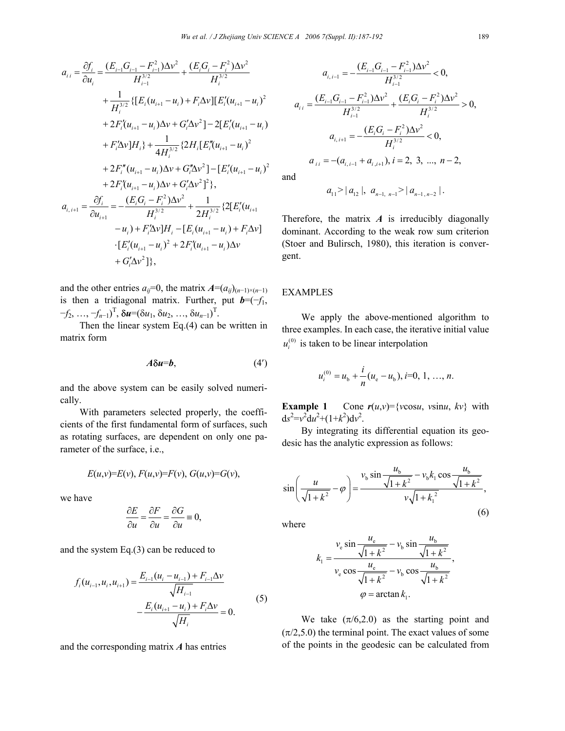$$
\begin{aligned}
a_{i\,i} = \frac{\partial f_i}{\partial u_i} &= \frac{(E_{i-1}G_{i-1} - F_{i-1}^2)\Delta v^2}{H_{i-1}^{3/2}} + \frac{(E_i G_i - F_i^2)\Delta v^2}{H_i^{3/2}} \\
&+ \frac{1}{H_i^{3/2}}\{[E_i(u_{i+1} - u_i) + F_i\Delta v][E_i'(u_{i+1} - u_i)^2 \\
&+ 2F_i'(u_{i+1} - u_i)\Delta v + G_i'\Delta v^2] - 2[E_i'(u_{i+1} - u_i) \\
&+ F_i'\Delta v]H_i\} + \frac{1}{4H_i^{3/2}}\{2H_i[E_i''(u_{i+1} - u_i)^2 \\
&+ 2F_i''(u_{i+1} - u_i)\Delta v + G_i''\Delta v^2] - [E_i'(u_{i+1} - u_i)^2 \\
&+ 2F_i'(u_{i+1} - u_i)\Delta v + G_i'\Delta v^2]^2\},
\end{aligned}
$$

$$
\begin{aligned}
a_{i,\,i+1} = \frac{\partial f_i}{\partial u_{i+1}} &= -\frac{(E_i G_i - F_i^2)\Delta v^2}{H_i^{3/2}} + \frac{1}{2H_i^{3/2}}\{2[E_i'(u_{i+1} \\
&- u_i) + F_i'\Delta v]H_i - [E_i(u_{i+1} - u_i) + F_i\Delta v] \\
&\cdot [E_i'(u_{i+1} - u_i)^2 + 2F_i'(u_{i+1} - u_i)\Delta v \\
&+ G_i'\Delta v^2]\},
\end{aligned}
$$

and the other entries $a_{ij}=0$, the matrix $\boldsymbol{A}=(a_{ij})_{(n-1)\times(n-1)}$ is then a tridiagonal matrix. Further, put $\boldsymbol{b}=(-f_1, -f_2, \ldots, -f_{n-1})^{\mathrm{T}}$, $\boldsymbol{\delta u}=(\delta u_1, \delta u_2, \ldots, \delta u_{n-1})^{\mathrm{T}}$.

Then the linear system Eq.(4) can be written in matrix form

$$
\boldsymbol{A}\boldsymbol{\delta u}=\boldsymbol{b}, \tag{4'}
$$

and the above system can be easily solved numerically.

With parameters selected properly, the coefficients of the first fundamental form of surfaces, such as rotating surfaces, are dependent on only one parameter of the surface, i.e.,

$$
E(u,v)=E(v),\ F(u,v)=F(v),\ G(u,v)=G(v),
$$

we have

$$
\frac{\partial E}{\partial u} = \frac{\partial F}{\partial u} = \frac{\partial G}{\partial u} \equiv 0,
$$

and the system Eq.(3) can be reduced to

$$
\begin{aligned}
f_i(u_{i-1}, u_i, u_{i+1}) &= \frac{E_{i-1}(u_i - u_{i-1}) + F_{i-1}\Delta v}{\sqrt{H_{i-1}}} \\
&- \frac{E_i(u_{i+1} - u_i) + F_i\Delta v}{\sqrt{H_i}} = 0.
\end{aligned} \tag{5}
$$

and the corresponding matrix $\boldsymbol{A}$ has entries

$$
a_{i,\,i-1} = -\frac{(E_{i-1}G_{i-1} - F_{i-1}^2)\Delta v^2}{H_{i-1}^{3/2}} < 0,
$$

$$
a_{i\,i} = \frac{(E_{i-1}G_{i-1} - F_{i-1}^2)\Delta v^2}{H_{i-1}^{3/2}} + \frac{(E_i G_i - F_i^2)\Delta v^2}{H_i^{3/2}} > 0,
$$

$$
a_{i,\,i+1} = -\frac{(E_i G_i - F_i^2)\Delta v^2}{H_i^{3/2}} < 0,
$$

$$
a_{i\,i} = -(a_{i,\,i-1} + a_{i\,,i+1}),\ i = 2,\ 3,\ \ldots,\ n-2,
$$

and

$$
a_{11} > |a_{12}|,\ a_{n-1,\,n-1} > |a_{n-1\,,\,n-2}|.
$$

Therefore, the matrix $\boldsymbol{A}$ is irreducibly diagonally dominant. According to the weak row sum criterion (Stoer and Bulirsch, 1980), this iteration is convergent.

## EXAMPLES

We apply the above-mentioned algorithm to three examples. In each case, the iterative initial value $u_i^{(0)}$ is taken to be linear interpolation

$$
u_i^{(0)} = u_{\mathrm{b}} + \frac{i}{n}(u_{\mathrm{e}} - u_{\mathrm{b}}),\ i=0,\ 1,\ \ldots,\ n.
$$

**Example 1** Cone $\boldsymbol{r}(u,v)=\{v\cos u,\ v\sin u,\ kv\}$ with $\mathrm{d}s^2=v^2\mathrm{d}u^2+(1+k^2)\mathrm{d}v^2$.

By integrating its differential equation its geodesic has the analytic expression as follows:

$$
\sin\left(\frac{u}{\sqrt{1+k^2}} - \varphi\right) = \frac{v_{\mathrm{b}}\sin\dfrac{u_{\mathrm{b}}}{\sqrt{1+k^2}} - v_{\mathrm{b}}k_1\cos\dfrac{u_{\mathrm{b}}}{\sqrt{1+k^2}}}{v\sqrt{1+k_1^2}}, \tag{6}
$$

where

$$
k_1 = \frac{v_{\mathrm{e}}\sin\dfrac{u_{\mathrm{e}}}{\sqrt{1+k^2}} - v_{\mathrm{b}}\sin\dfrac{u_{\mathrm{b}}}{\sqrt{1+k^2}}}{v_{\mathrm{e}}\cos\dfrac{u_{\mathrm{e}}}{\sqrt{1+k^2}} - v_{\mathrm{b}}\cos\dfrac{u_{\mathrm{b}}}{\sqrt{1+k^2}}},
$$

$$
\varphi = \arctan k_1.
$$

We take $(\pi/6, 2.0)$ as the starting point and $(\pi/2, 5.0)$ the terminal point. The exact values of some of the points in the geodesic can be calculated from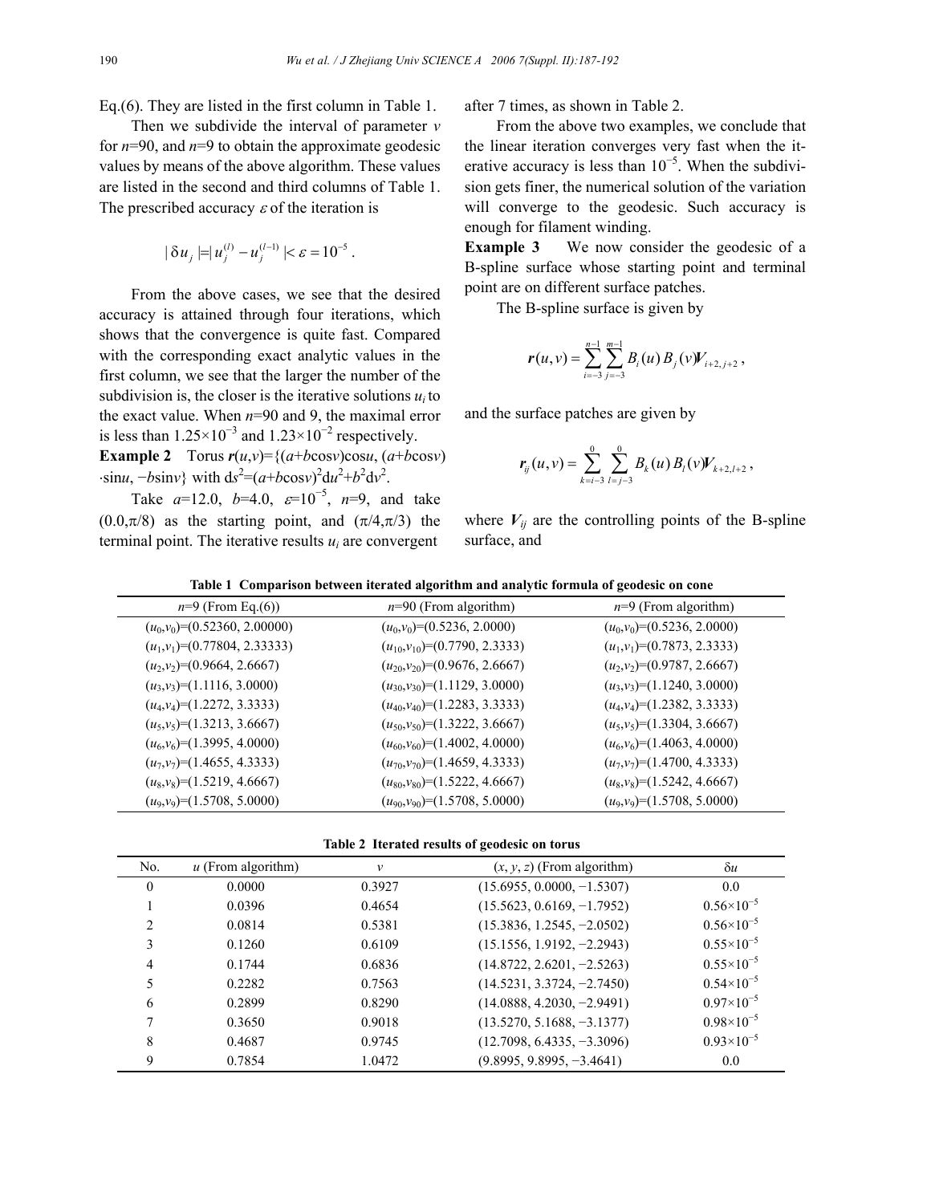Eq.(6). They are listed in the first column in Table 1.

Then we subdivide the interval of parameter $v$ for $n$=90, and $n$=9 to obtain the approximate geodesic values by means of the above algorithm. These values are listed in the second and third columns of Table 1. The prescribed accuracy $\varepsilon$ of the iteration is

$$|\delta u_j| = |u_j^{(l)} - u_j^{(l-1)}| < \varepsilon = 10^{-5}.$$

From the above cases, we see that the desired accuracy is attained through four iterations, which shows that the convergence is quite fast. Compared with the corresponding exact analytic values in the first column, we see that the larger the number of the subdivision is, the closer is the iterative solutions $u_i$ to the exact value. When $n$=90 and 9, the maximal error is less than $1.25\times10^{-3}$ and $1.23\times10^{-2}$ respectively.

**Example 2** Torus $\boldsymbol{r}(u,v)=\{(a+b\cos v)\cos u, (a+b\cos v)\cdot\sin u, -b\sin v\}$ with $\mathrm{d}s^2=(a+b\cos v)^2\mathrm{d}u^2+b^2\mathrm{d}v^2$.

Take $a$=12.0, $b$=4.0, $\varepsilon=10^{-5}$, $n$=9, and take $(0.0,\pi/8)$ as the starting point, and $(\pi/4,\pi/3)$ the terminal point. The iterative results $u_i$ are convergent after 7 times, as shown in Table 2.

From the above two examples, we conclude that the linear iteration converges very fast when the iterative accuracy is less than $10^{-5}$. When the subdivision gets finer, the numerical solution of the variation will converge to the geodesic. Such accuracy is enough for filament winding.

**Example 3** We now consider the geodesic of a B-spline surface whose starting point and terminal point are on different surface patches.

The B-spline surface is given by

$$\boldsymbol{r}(u,v)=\sum_{i=-3}^{n-1}\sum_{j=-3}^{m-1}B_i(u)\,B_j(v)\boldsymbol{V}_{i+2,j+2},$$

and the surface patches are given by

$$\boldsymbol{r}_{ij}(u,v)=\sum_{k=i-3}^{0}\sum_{l=j-3}^{0}B_k(u)\,B_l(v)\boldsymbol{V}_{k+2,l+2},$$

where $\boldsymbol{V}_{ij}$ are the controlling points of the B-spline surface, and

**Table 1 Comparison between iterated algorithm and analytic formula of geodesic on cone**

| $n$=9 (From Eq.(6)) | $n$=90 (From algorithm) | $n$=9 (From algorithm) |
|---|---|---|
| $(u_0,v_0)$=(0.52360, 2.00000) | $(u_0,v_0)$=(0.5236, 2.0000) | $(u_0,v_0)$=(0.5236, 2.0000) |
| $(u_1,v_1)$=(0.77804, 2.33333) | $(u_{10},v_{10})$=(0.7790, 2.3333) | $(u_1,v_1)$=(0.7873, 2.3333) |
| $(u_2,v_2)$=(0.9664, 2.6667) | $(u_{20},v_{20})$=(0.9676, 2.6667) | $(u_2,v_2)$=(0.9787, 2.6667) |
| $(u_3,v_3)$=(1.1116, 3.0000) | $(u_{30},v_{30})$=(1.1129, 3.0000) | $(u_3,v_3)$=(1.1240, 3.0000) |
| $(u_4,v_4)$=(1.2272, 3.3333) | $(u_{40},v_{40})$=(1.2283, 3.3333) | $(u_4,v_4)$=(1.2382, 3.3333) |
| $(u_5,v_5)$=(1.3213, 3.6667) | $(u_{50},v_{50})$=(1.3222, 3.6667) | $(u_5,v_5)$=(1.3304, 3.6667) |
| $(u_6,v_6)$=(1.3995, 4.0000) | $(u_{60},v_{60})$=(1.4002, 4.0000) | $(u_6,v_6)$=(1.4063, 4.0000) |
| $(u_7,v_7)$=(1.4655, 4.3333) | $(u_{70},v_{70})$=(1.4659, 4.3333) | $(u_7,v_7)$=(1.4700, 4.3333) |
| $(u_8,v_8)$=(1.5219, 4.6667) | $(u_{80},v_{80})$=(1.5222, 4.6667) | $(u_8,v_8)$=(1.5242, 4.6667) |
| $(u_9,v_9)$=(1.5708, 5.0000) | $(u_{90},v_{90})$=(1.5708, 5.0000) | $(u_9,v_9)$=(1.5708, 5.0000) |

**Table 2 Iterated results of geodesic on torus**

| No. | $u$ (From algorithm) | $v$ | $(x, y, z)$ (From algorithm) | $\delta u$ |
|---|---|---|---|---|
| 0 | 0.0000 | 0.3927 | (15.6955, 0.0000, −1.5307) | 0.0 |
| 1 | 0.0396 | 0.4654 | (15.5623, 0.6169, −1.7952) | $0.56\times10^{-5}$ |
| 2 | 0.0814 | 0.5381 | (15.3836, 1.2545, −2.0502) | $0.56\times10^{-5}$ |
| 3 | 0.1260 | 0.6109 | (15.1556, 1.9192, −2.2943) | $0.55\times10^{-5}$ |
| 4 | 0.1744 | 0.6836 | (14.8722, 2.6201, −2.5263) | $0.55\times10^{-5}$ |
| 5 | 0.2282 | 0.7563 | (14.5231, 3.3724, −2.7450) | $0.54\times10^{-5}$ |
| 6 | 0.2899 | 0.8290 | (14.0888, 4.2030, −2.9491) | $0.97\times10^{-5}$ |
| 7 | 0.3650 | 0.9018 | (13.5270, 5.1688, −3.1377) | $0.98\times10^{-5}$ |
| 8 | 0.4687 | 0.9745 | (12.7098, 6.4335, −3.3096) | $0.93\times10^{-5}$ |
| 9 | 0.7854 | 1.0472 | (9.8995, 9.8995, −3.4641) | 0.0 |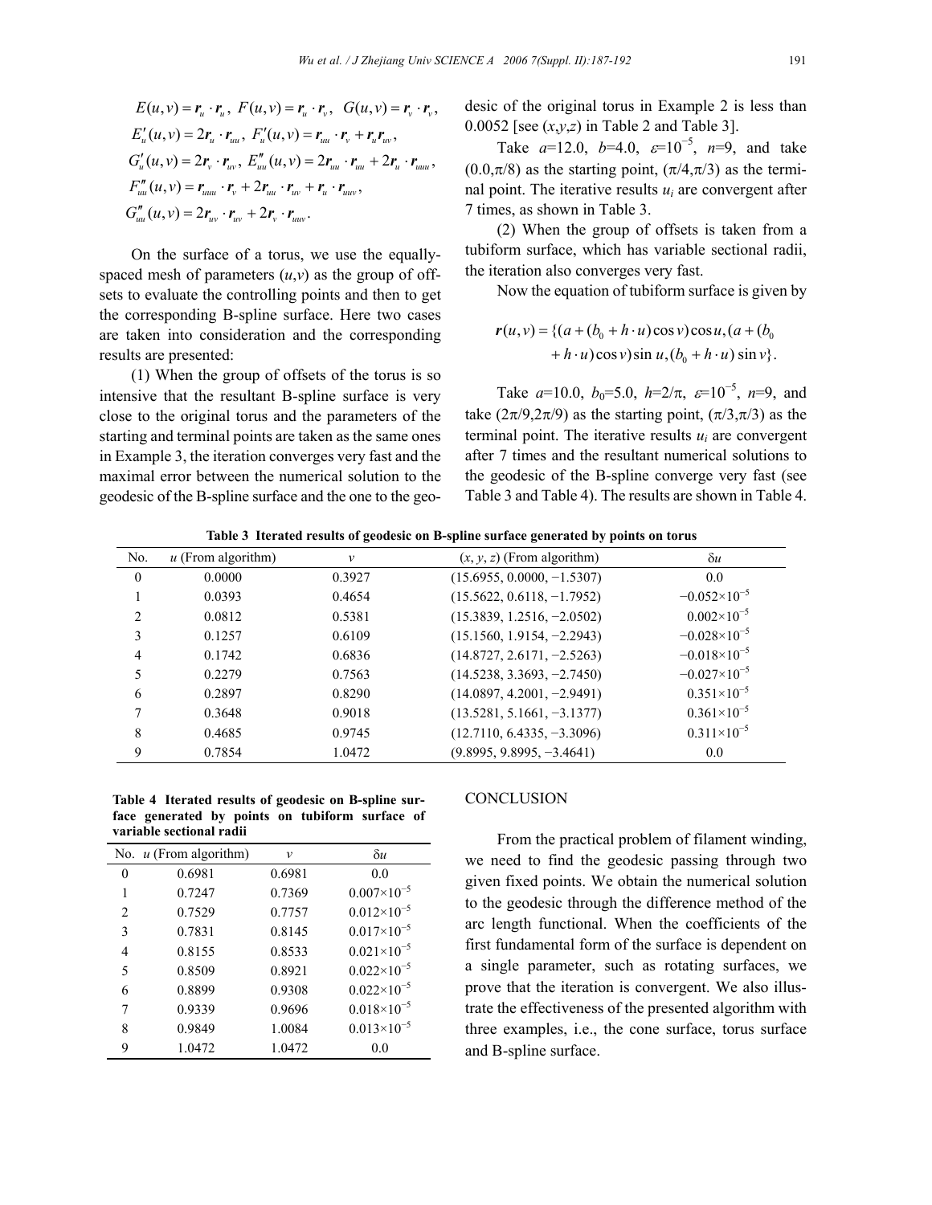$$E(u,v) = \boldsymbol{r}_u \cdot \boldsymbol{r}_u,\ F(u,v) = \boldsymbol{r}_u \cdot \boldsymbol{r}_v,\ G(u,v) = \boldsymbol{r}_v \cdot \boldsymbol{r}_v,$$

$$E'_u(u,v) = 2\boldsymbol{r}_u \cdot \boldsymbol{r}_{uu},\ F'_u(u,v) = \boldsymbol{r}_{uu} \cdot \boldsymbol{r}_v + \boldsymbol{r}_u \boldsymbol{r}_{uv},$$

$$G'_u(u,v) = 2\boldsymbol{r}_v \cdot \boldsymbol{r}_{uv},\ E''_{uu}(u,v) = 2\boldsymbol{r}_{uu} \cdot \boldsymbol{r}_{uu} + 2\boldsymbol{r}_u \cdot \boldsymbol{r}_{uuu},$$

$$F''_{uu}(u,v) = \boldsymbol{r}_{uuu} \cdot \boldsymbol{r}_v + 2\boldsymbol{r}_{uu} \cdot \boldsymbol{r}_{uv} + \boldsymbol{r}_u \cdot \boldsymbol{r}_{uuv},$$

$$G''_{uu}(u,v) = 2\boldsymbol{r}_{uv} \cdot \boldsymbol{r}_{uv} + 2\boldsymbol{r}_v \cdot \boldsymbol{r}_{uuv}.$$

On the surface of a torus, we use the equally-spaced mesh of parameters $(u,v)$ as the group of offsets to evaluate the controlling points and then to get the corresponding B-spline surface. Here two cases are taken into consideration and the corresponding results are presented:

(1) When the group of offsets of the torus is so intensive that the resultant B-spline surface is very close to the original torus and the parameters of the starting and terminal points are taken as the same ones in Example 3, the iteration converges very fast and the maximal error between the numerical solution to the geodesic of the B-spline surface and the one to the geodesic of the original torus in Example 2 is less than 0.0052 [see $(x,y,z)$ in Table 2 and Table 3].

Take $a$=12.0, $b$=4.0, $\varepsilon$=$10^{-5}$, $n$=9, and take $(0.0,\pi/8)$ as the starting point, $(\pi/4,\pi/3)$ as the terminal point. The iterative results $u_i$ are convergent after 7 times, as shown in Table 3.

(2) When the group of offsets is taken from a tubiform surface, which has variable sectional radii, the iteration also converges very fast.

Now the equation of tubiform surface is given by

$$\boldsymbol{r}(u,v) = \{(a + (b_0 + h \cdot u)\cos v)\cos u, (a + (b_0 + h \cdot u)\cos v)\sin u, (b_0 + h \cdot u)\sin v\}.$$

Take $a$=10.0, $b_0$=5.0, $h$=$2/\pi$, $\varepsilon$=$10^{-5}$, $n$=9, and take $(2\pi/9,2\pi/9)$ as the starting point, $(\pi/3,\pi/3)$ as the terminal point. The iterative results $u_i$ are convergent after 7 times and the resultant numerical solutions to the geodesic of the B-spline converge very fast (see Table 3 and Table 4). The results are shown in Table 4.

**Table 3 Iterated results of geodesic on B-spline surface generated by points on torus**

| No. | $u$ (From algorithm) | $v$ | $(x, y, z)$ (From algorithm) | $\delta u$ |
|---|---|---|---|---|
| 0 | 0.0000 | 0.3927 | (15.6955, 0.0000, −1.5307) | 0.0 |
| 1 | 0.0393 | 0.4654 | (15.5622, 0.6118, −1.7952) | $-0.052\times10^{-5}$ |
| 2 | 0.0812 | 0.5381 | (15.3839, 1.2516, −2.0502) | $0.002\times10^{-5}$ |
| 3 | 0.1257 | 0.6109 | (15.1560, 1.9154, −2.2943) | $-0.028\times10^{-5}$ |
| 4 | 0.1742 | 0.6836 | (14.8727, 2.6171, −2.5263) | $-0.018\times10^{-5}$ |
| 5 | 0.2279 | 0.7563 | (14.5238, 3.3693, −2.7450) | $-0.027\times10^{-5}$ |
| 6 | 0.2897 | 0.8290 | (14.0897, 4.2001, −2.9491) | $0.351\times10^{-5}$ |
| 7 | 0.3648 | 0.9018 | (13.5281, 5.1661, −3.1377) | $0.361\times10^{-5}$ |
| 8 | 0.4685 | 0.9745 | (12.7110, 6.4335, −3.3096) | $0.311\times10^{-5}$ |
| 9 | 0.7854 | 1.0472 | (9.8995, 9.8995, −3.4641) | 0.0 |

**Table 4 Iterated results of geodesic on B-spline surface generated by points on tubiform surface of variable sectional radii**

| No. | $u$ (From algorithm) | $v$ | $\delta u$ |
|---|---|---|---|
| 0 | 0.6981 | 0.6981 | 0.0 |
| 1 | 0.7247 | 0.7369 | $0.007\times10^{-5}$ |
| 2 | 0.7529 | 0.7757 | $0.012\times10^{-5}$ |
| 3 | 0.7831 | 0.8145 | $0.017\times10^{-5}$ |
| 4 | 0.8155 | 0.8533 | $0.021\times10^{-5}$ |
| 5 | 0.8509 | 0.8921 | $0.022\times10^{-5}$ |
| 6 | 0.8899 | 0.9308 | $0.022\times10^{-5}$ |
| 7 | 0.9339 | 0.9696 | $0.018\times10^{-5}$ |
| 8 | 0.9849 | 1.0084 | $0.013\times10^{-5}$ |
| 9 | 1.0472 | 1.0472 | 0.0 |

## CONCLUSION

From the practical problem of filament winding, we need to find the geodesic passing through two given fixed points. We obtain the numerical solution to the geodesic through the difference method of the arc length functional. When the coefficients of the first fundamental form of the surface is dependent on a single parameter, such as rotating surfaces, we prove that the iteration is convergent. We also illustrate the effectiveness of the presented algorithm with three examples, i.e., the cone surface, torus surface and B-spline surface.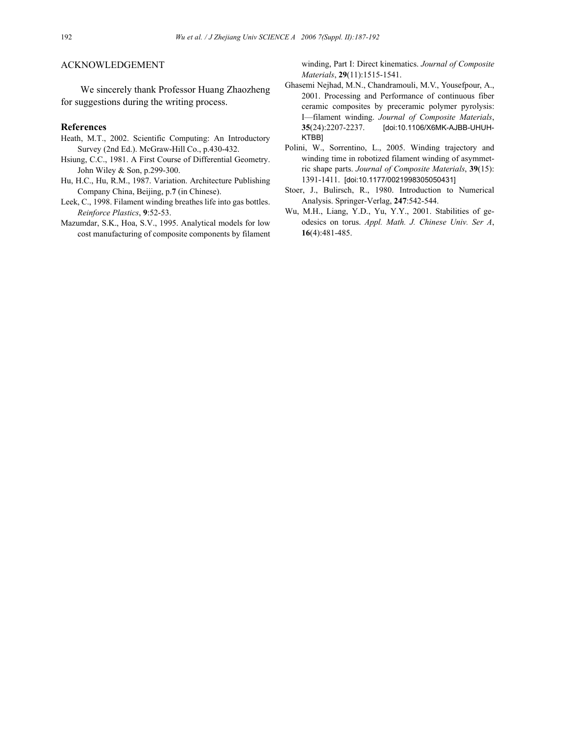## ACKNOWLEDGEMENT

We sincerely thank Professor Huang Zhaozheng for suggestions during the writing process.

## References

Heath, M.T., 2002. Scientific Computing: An Introductory Survey (2nd Ed.). McGraw-Hill Co., p.430-432.

Hsiung, C.C., 1981. A First Course of Differential Geometry. John Wiley & Son, p.299-300.

Hu, H.C., Hu, R.M., 1987. Variation. Architecture Publishing Company China, Beijing, p.**7** (in Chinese).

Leek, C., 1998. Filament winding breathes life into gas bottles. *Reinforce Plastics*, **9**:52-53.

Mazumdar, S.K., Hoa, S.V., 1995. Analytical models for low cost manufacturing of composite components by filament winding, Part I: Direct kinematics. *Journal of Composite Materials*, **29**(11):1515-1541.

Ghasemi Nejhad, M.N., Chandramouli, M.V., Yousefpour, A., 2001. Processing and Performance of continuous fiber ceramic composites by preceramic polymer pyrolysis: I—filament winding. *Journal of Composite Materials*, **35**(24):2207-2237. [doi:10.1106/X6MK-AJBB-UHUH-KTBB]

Polini, W., Sorrentino, L., 2005. Winding trajectory and winding time in robotized filament winding of asymmetric shape parts. *Journal of Composite Materials*, **39**(15): 1391-1411. [doi:10.1177/0021998305050431]

Stoer, J., Bulirsch, R., 1980. Introduction to Numerical Analysis. Springer-Verlag, **247**:542-544.

Wu, M.H., Liang, Y.D., Yu, Y.Y., 2001. Stabilities of geodesics on torus. *Appl. Math. J. Chinese Univ. Ser A*, **16**(4):481-485.